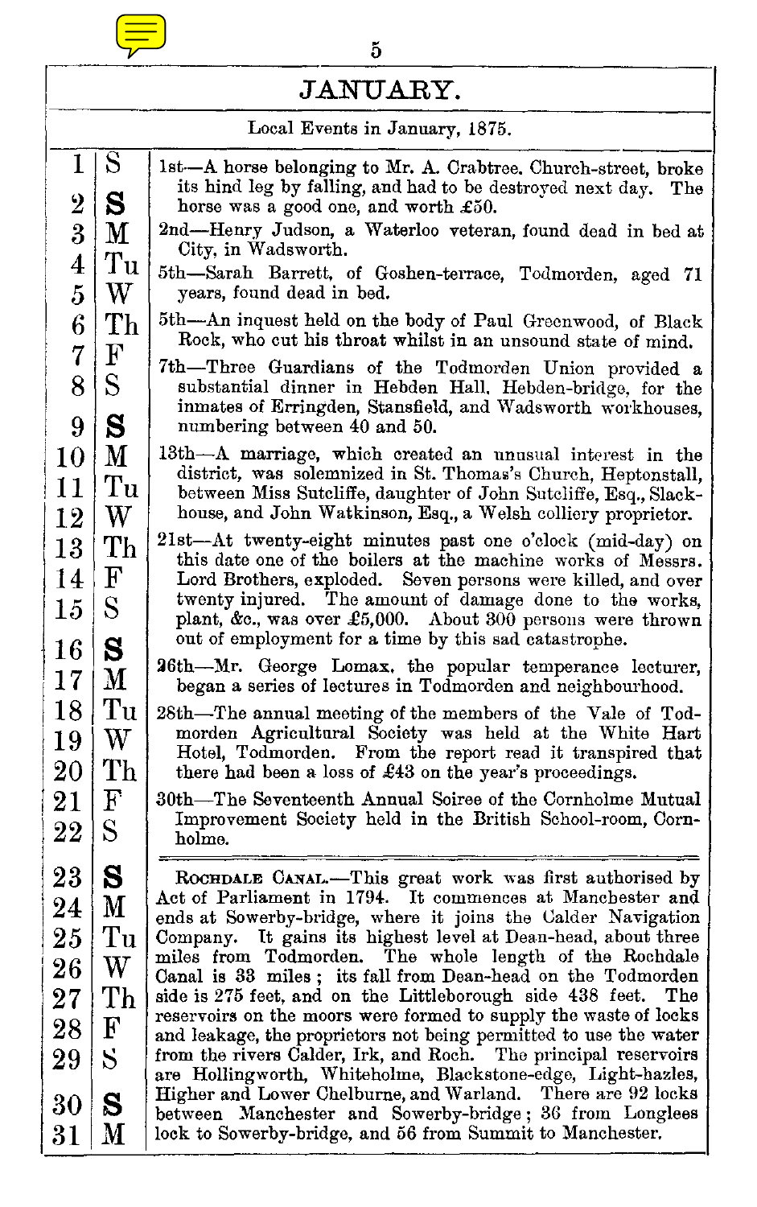# JANUARY.

Local Events in January, 1875.

| | |
|---|---|
| 1 | S |
| 2 | **S** |
| 3 | M |
| 4 | Tu |
| 5 | W |
| 6 | Th |
| 7 | F |
| 8 | S |
| 9 | **S** |
| 10 | M |
| 11 | Tu |
| 12 | W |
| 13 | Th |
| 14 | F |
| 15 | S |
| 16 | **S** |
| 17 | M |
| 18 | Tu |
| 19 | W |
| 20 | Th |
| 21 | F |
| 22 | S |
| 23 | **S** |
| 24 | M |
| 25 | Tu |
| 26 | W |
| 27 | Th |
| 28 | F |
| 29 | S |
| 30 | **S** |
| 31 | M |

1st—A horse belonging to Mr. A. Crabtree. Church-street, broke its hind leg by falling, and had to be destroyed next day. The horse was a good one, and worth £50.

2nd—Henry Judson, a Waterloo veteran, found dead in bed at City, in Wadsworth.

5th—Sarah Barrett, of Goshen-terrace, Todmorden, aged 71 years, found dead in bed.

5th—An inquest held on the body of Paul Greenwood, of Black Rock, who cut his throat whilst in an unsound state of mind.

7th—Three Guardians of the Todmorden Union provided a substantial dinner in Hebden Hall, Hebden-bridge, for the inmates of Erringden, Stansfield, and Wadsworth workhouses, numbering between 40 and 50.

13th—A marriage, which created an unusual interest in the district, was solemnized in St. Thomas's Church, Heptonstall, between Miss Sutcliffe, daughter of John Sutcliffe, Esq., Slack-house, and John Watkinson, Esq., a Welsh colliery proprietor.

21st—At twenty-eight minutes past one o'clock (mid-day) on this date one of the boilers at the machine works of Messrs. Lord Brothers, exploded. Seven persons were killed, and over twenty injured. The amount of damage done to the works, plant, &c., was over £5,000. About 300 persons were thrown out of employment for a time by this sad catastrophe.

26th—Mr. George Lomax, the popular temperance lecturer, began a series of lectures in Todmorden and neighbourhood.

28th—The annual meeting of the members of the Vale of Todmorden Agricultural Society was held at the White Hart Hotel, Todmorden. From the report read it transpired that there had been a loss of £43 on the year's proceedings.

30th—The Seventeenth Annual Soiree of the Cornholme Mutual Improvement Society held in the British School-room, Cornholme.

---

Rochdale Canal.—This great work was first authorised by Act of Parliament in 1794. It commences at Manchester and ends at Sowerby-bridge, where it joins the Calder Navigation Company. It gains its highest level at Dean-head, about three miles from Todmorden. The whole length of the Rochdale Canal is 33 miles; its fall from Dean-head on the Todmorden side is 275 feet, and on the Littleborough side 438 feet. The reservoirs on the moors were formed to supply the waste of locks and leakage, the proprietors not being permitted to use the water from the rivers Calder, Irk, and Roch. The principal reservoirs are Hollingworth, Whiteholme, Blackstone-edge, Light-hazles, Higher and Lower Chelburne, and Warland. There are 92 locks between Manchester and Sowerby-bridge; 36 from Longlees lock to Sowerby-bridge, and 56 from Summit to Manchester.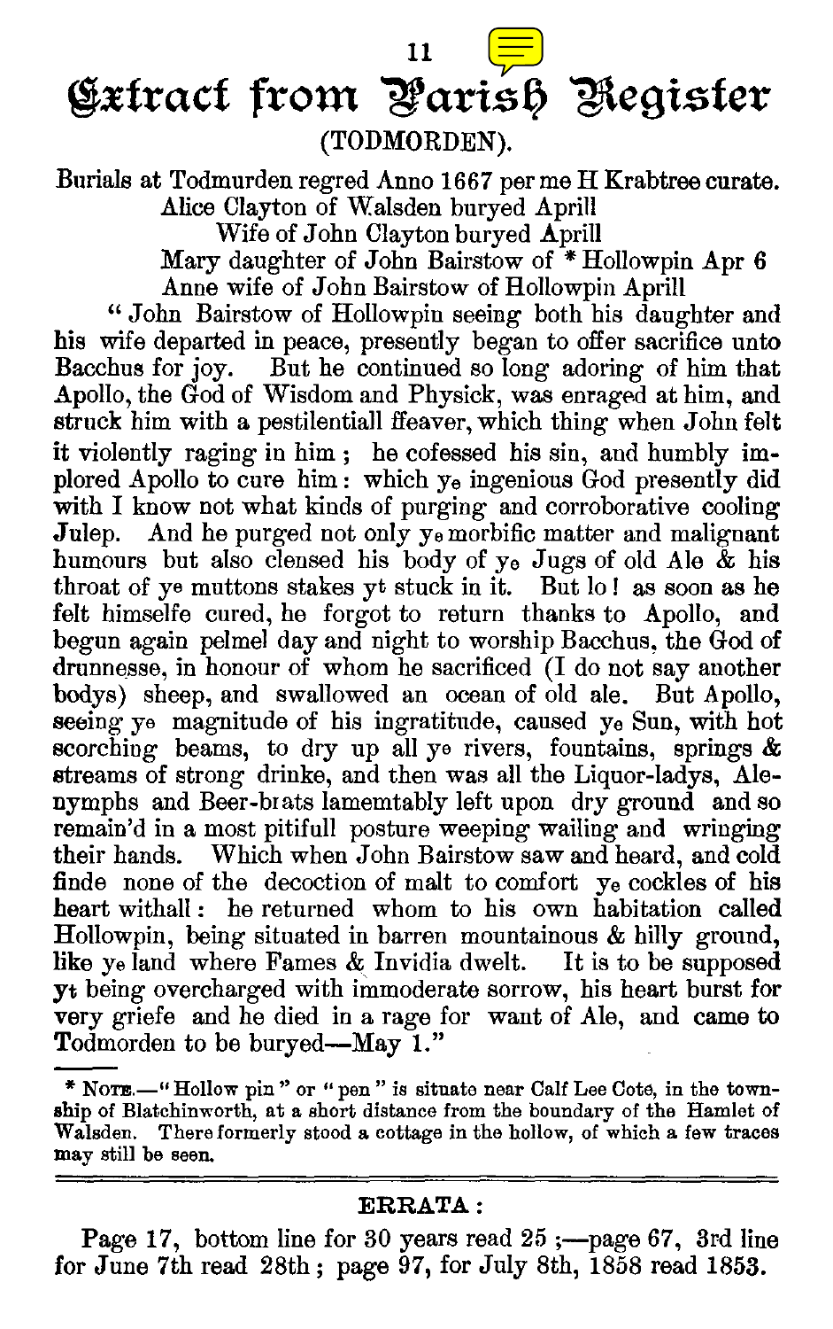# Extract from Parish Register

(TODMORDEN).

Burials at Todmurden regred Anno 1667 per me H Krabtree curate.

Alice Clayton of Walsden buryed Aprill

Wife of John Clayton buryed Aprill

Mary daughter of John Bairstow of * Hollowpin Apr 6

Anne wife of John Bairstow of Hollowpin Aprill

"John Bairstow of Hollowpin seeing both his daughter and his wife departed in peace, presently began to offer sacrifice unto Bacchus for joy. But he continued so long adoring of him that Apollo, the God of Wisdom and Physick, was enraged at him, and struck him with a pestilentiall ffeaver, which thing when John felt it violently raging in him; he cofessed his sin, and humbly implored Apollo to cure him: which ye ingenious God presently did with I know not what kinds of purging and corroborative cooling Julep. And he purged not only ye morbific matter and malignant humours but also clensed his body of ye Jugs of old Ale & his throat of ye muttons stakes yt stuck in it. But lo! as soon as he felt himselfe cured, he forgot to return thanks to Apollo, and begun again pelmel day and night to worship Bacchus, the God of drunnesse, in honour of whom he sacrificed (I do not say another bodys) sheep, and swallowed an ocean of old ale. But Apollo, seeing ye magnitude of his ingratitude, caused ye Sun, with hot scorching beams, to dry up all ye rivers, fountains, springs & streams of strong drinke, and then was all the Liquor-ladys, Ale-nymphs and Beer-brats lamemtably left upon dry ground and so remain'd in a most pitifull posture weeping wailing and wringing their hands. Which when John Bairstow saw and heard, and cold finde none of the decoction of malt to comfort ye cockles of his heart withall: he returned whom to his own habitation called Hollowpin, being situated in barren mountainous & hilly ground, like ye land where Fames & Invidia dwelt. It is to be supposed yt being overcharged with immoderate sorrow, his heart burst for very griefe and he died in a rage for want of Ale, and came to Todmorden to be buryed—May 1."

\* NOTE.—"Hollow pin" or "pen" is situate near Calf Lee Cote, in the township of Blatchinworth, at a short distance from the boundary of the Hamlet of Walsden. There formerly stood a cottage in the hollow, of which a few traces may still be seen.

---

## ERRATA:

Page 17, bottom line for 30 years read 25;—page 67, 3rd line for June 7th read 28th; page 97, for July 8th, 1858 read 1853.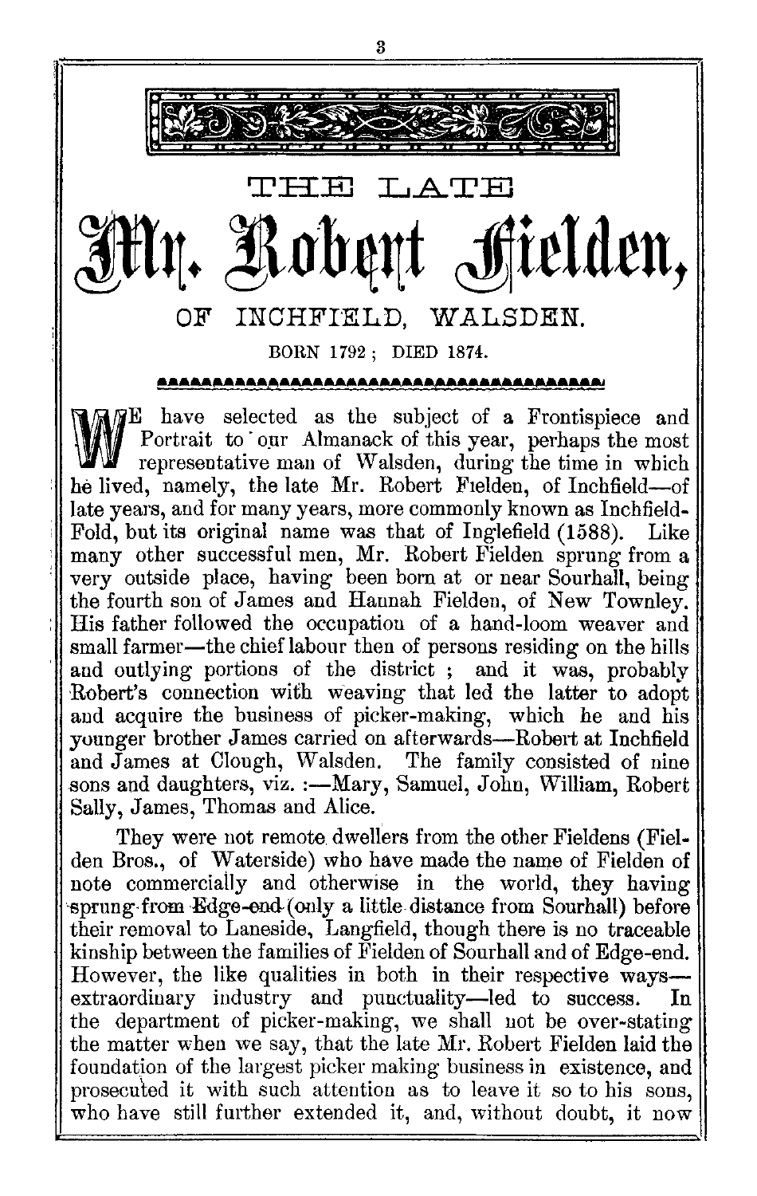# THE LATE

# Mr. Robert Fielden,

## OF INCHFIELD, WALSDEN.

BORN 1792; DIED 1874.

WE have selected as the subject of a Frontispiece and Portrait to our Almanack of this year, perhaps the most representative man of Walsden, during the time in which he lived, namely, the late Mr. Robert Fielden, of Inchfield—of late years, and for many years, more commonly known as Inchfield-Fold, but its original name was that of Inglefield (1588). Like many other successful men, Mr. Robert Fielden sprung from a very outside place, having been born at or near Sourhall, being the fourth son of James and Hannah Fielden, of New Townley. His father followed the occupation of a hand-loom weaver and small farmer—the chief labour then of persons residing on the hills and outlying portions of the district; and it was, probably Robert's connection with weaving that led the latter to adopt and acquire the business of picker-making, which he and his younger brother James carried on afterwards—Robert at Inchfield and James at Clough, Walsden. The family consisted of nine sons and daughters, viz.:—Mary, Samuel, John, William, Robert Sally, James, Thomas and Alice.

They were not remote dwellers from the other Fieldens (Fielden Bros., of Waterside) who have made the name of Fielden of note commercially and otherwise in the world, they having sprung from Edge-end (only a little distance from Sourhall) before their removal to Laneside, Langfield, though there is no traceable kinship between the families of Fielden of Sourhall and of Edge-end. However, the like qualities in both in their respective ways—extraordinary industry and punctuality—led to success. In the department of picker-making, we shall not be over-stating the matter when we say, that the late Mr. Robert Fielden laid the foundation of the largest picker making business in existence, and prosecuted it with such attention as to leave it so to his sons, who have still further extended it, and, without doubt, it now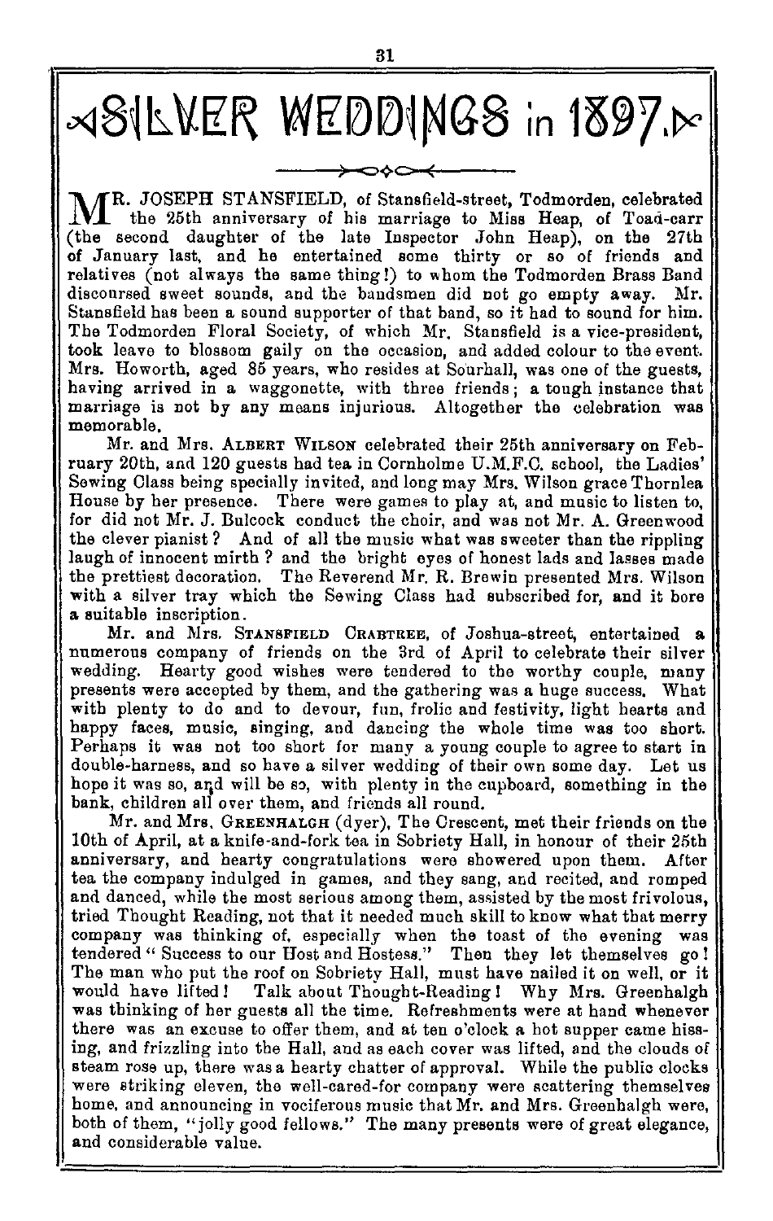# SILVER WEDDINGS in 1897.

MR. JOSEPH STANSFIELD, of Stansfield-street, Todmorden, celebrated the 25th anniversary of his marriage to Miss Heap, of Toad-carr (the second daughter of the late Inspector John Heap), on the 27th of January last, and he entertained some thirty or so of friends and relatives (not always the same thing!) to whom the Todmorden Brass Band discoursed sweet sounds, and the bandsmen did not go empty away. Mr. Stansfield has been a sound supporter of that band, so it had to sound for him. The Todmorden Floral Society, of which Mr. Stansfield is a vice-president, took leave to blossom gaily on the occasion, and added colour to the event. Mrs. Howorth, aged 85 years, who resides at Sourhall, was one of the guests, having arrived in a waggonette, with three friends; a tough instance that marriage is not by any means injurious. Altogether the celebration was memorable.

Mr. and Mrs. ALBERT WILSON celebrated their 25th anniversary on February 20th, and 120 guests had tea in Cornholme U.M.F.C. school, the Ladies' Sewing Class being specially invited, and long may Mrs. Wilson grace Thornlea House by her presence. There were games to play at, and music to listen to, for did not Mr. J. Bulcock conduct the choir, and was not Mr. A. Greenwood the clever pianist? And of all the music what was sweeter than the rippling laugh of innocent mirth? and the bright eyes of honest lads and lasses made the prettiest decoration. The Reverend Mr. R. Brewin presented Mrs. Wilson with a silver tray which the Sewing Class had subscribed for, and it bore a suitable inscription.

Mr. and Mrs. STANSFIELD CRABTREE, of Joshua-street, entertained a numerous company of friends on the 3rd of April to celebrate their silver wedding. Hearty good wishes were tendered to the worthy couple, many presents were accepted by them, and the gathering was a huge success. What with plenty to do and to devour, fun, frolic and festivity, light hearts and happy faces, music, singing, and dancing the whole time was too short. Perhaps it was not too short for many a young couple to agree to start in double-harness, and so have a silver wedding of their own some day. Let us hope it was so, and will be so, with plenty in the cupboard, something in the bank, children all over them, and friends all round.

Mr. and Mrs. GREENHALGH (dyer), The Crescent, met their friends on the 10th of April, at a knife-and-fork tea in Sobriety Hall, in honour of their 25th anniversary, and hearty congratulations were showered upon them. After tea the company indulged in games, and they sang, and recited, and romped and danced, while the most serious among them, assisted by the most frivolous, tried Thought Reading, not that it needed much skill to know what that merry company was thinking of, especially when the toast of the evening was tendered "Success to our Host and Hostess." Then they let themselves go! The man who put the roof on Sobriety Hall, must have nailed it on well, or it would have lifted! Talk about Thought-Reading! Why Mrs. Greenhalgh was thinking of her guests all the time. Refreshments were at hand whenever there was an excuse to offer them, and at ten o'clock a hot supper came hissing, and frizzling into the Hall, and as each cover was lifted, and the clouds of steam rose up, there was a hearty chatter of approval. While the public clocks were striking eleven, the well-cared-for company were scattering themselves home, and announcing in vociferous music that Mr. and Mrs. Greenhalgh were, both of them, "jolly good fellows." The many presents were of great elegance, and considerable value.